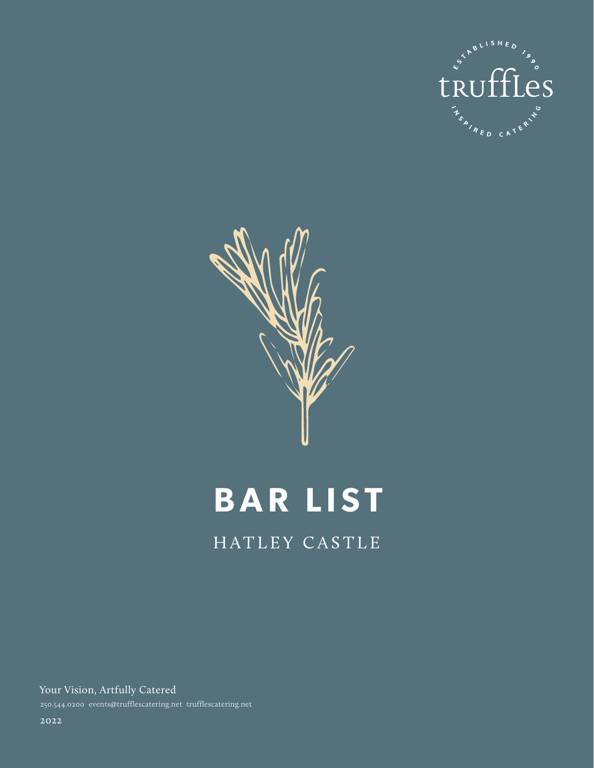ESTABLISHED 1990

truffles

INSPIRED CATERING

# BAR LIST

## HATLEY CASTLE

Your Vision, Artfully Catered

250.544.0200 events@trufflescatering.net trufflescatering.net

2022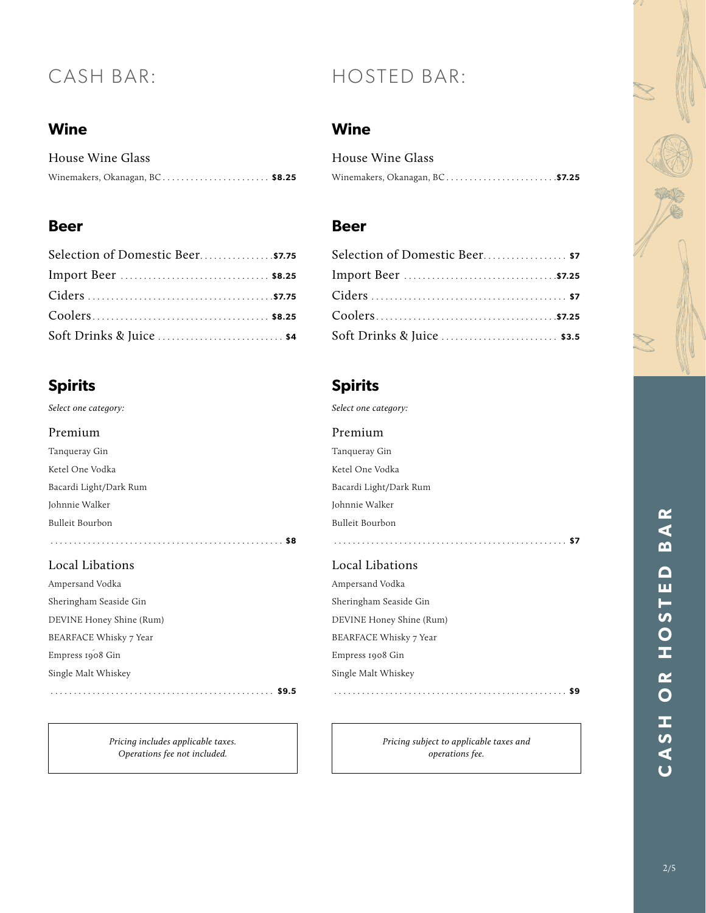# CASH BAR:

## Wine

House Wine Glass
Winemakers, Okanagan, BC ....................... **$8.25**

## Beer

Selection of Domestic Beer ................ **$7.75**
Import Beer ................................ **$8.25**
Ciders ..................................... **$7.75**
Coolers .................................... **$8.25**
Soft Drinks & Juice ........................ **$4**

## Spirits

*Select one category:*

### Premium

Tanqueray Gin
Ketel One Vodka
Bacardi Light/Dark Rum
Johnnie Walker
Bulleit Bourbon
.................................................. **$8**

### Local Libations

Ampersand Vodka
Sheringham Seaside Gin
DEVINE Honey Shine (Rum)
BEARFACE Whisky 7 Year
Empress 1908 Gin
Single Malt Whiskey
.................................................. **$9.5**

*Pricing includes applicable taxes.*
*Operations fee not included.*

# HOSTED BAR:

## Wine

House Wine Glass
Winemakers, Okanagan, BC ....................... **$7.25**

## Beer

Selection of Domestic Beer ................ **$7**
Import Beer ................................ **$7.25**
Ciders ..................................... **$7**
Coolers .................................... **$7.25**
Soft Drinks & Juice ........................ **$3.5**

## Spirits

*Select one category:*

### Premium

Tanqueray Gin
Ketel One Vodka
Bacardi Light/Dark Rum
Johnnie Walker
Bulleit Bourbon
.................................................. **$7**

### Local Libations

Ampersand Vodka
Sheringham Seaside Gin
DEVINE Honey Shine (Rum)
BEARFACE Whisky 7 Year
Empress 1908 Gin
Single Malt Whiskey
.................................................. **$9**

*Pricing subject to applicable taxes and operations fee.*

CASH OR HOSTED BAR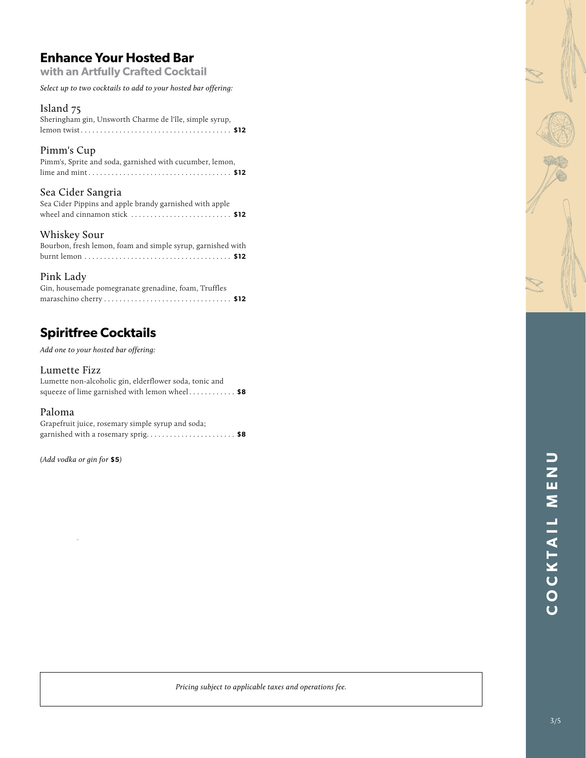## Enhance Your Hosted Bar

### with an Artfully Crafted Cocktail

*Select up to two cocktails to add to your hosted bar offering:*

**Island 75**
Sheringham gin, Unsworth Charme de l'île, simple syrup, lemon twist . . . . . . . . **$12**

**Pimm's Cup**
Pimm's, Sprite and soda, garnished with cucumber, lemon, lime and mint . . . . . . . . **$12**

**Sea Cider Sangria**
Sea Cider Pippins and apple brandy garnished with apple wheel and cinnamon stick . . . . . . . . **$12**

**Whiskey Sour**
Bourbon, fresh lemon, foam and simple syrup, garnished with burnt lemon . . . . . . . . **$12**

**Pink Lady**
Gin, housemade pomegranate grenadine, foam, Truffles maraschino cherry . . . . . . . . **$12**

## Spiritfree Cocktails

*Add one to your hosted bar offering:*

**Lumette Fizz**
Lumette non-alcoholic gin, elderflower soda, tonic and squeeze of lime garnished with lemon wheel . . . . . . . . **$8**

**Paloma**
Grapefruit juice, rosemary simple syrup and soda; garnished with a rosemary sprig. . . . . . . . . **$8**

(*Add vodka or gin for* **$5**)

*Pricing subject to applicable taxes and operations fee.*

COCKTAIL MENU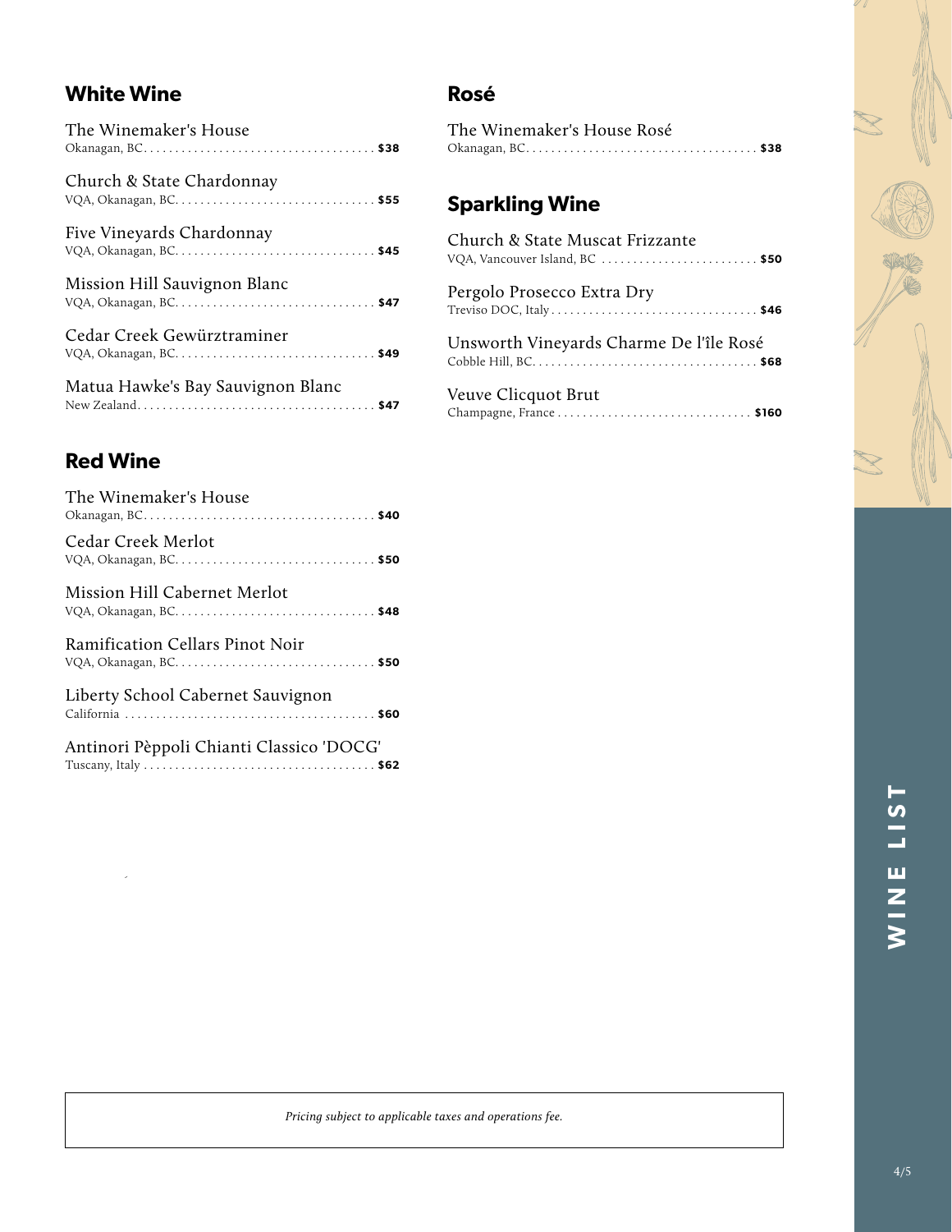# WINE LIST

## White Wine

The Winemaker's House
Okanagan, BC .................................... **$38**

Church & State Chardonnay
VQA, Okanagan, BC. .............................. **$55**

Five Vineyards Chardonnay
VQA, Okanagan, BC. .............................. **$45**

Mission Hill Sauvignon Blanc
VQA, Okanagan, BC. .............................. **$47**

Cedar Creek Gewürztraminer
VQA, Okanagan, BC. .............................. **$49**

Matua Hawke's Bay Sauvignon Blanc
New Zealand ..................................... **$47**

## Red Wine

The Winemaker's House
Okanagan, BC .................................... **$40**

Cedar Creek Merlot
VQA, Okanagan, BC. .............................. **$50**

Mission Hill Cabernet Merlot
VQA, Okanagan, BC. .............................. **$48**

Ramification Cellars Pinot Noir
VQA, Okanagan, BC. .............................. **$50**

Liberty School Cabernet Sauvignon
California ...................................... **$60**

Antinori Pèppoli Chianti Classico 'DOCG'
Tuscany, Italy .................................. **$62**

## Rosé

The Winemaker's House Rosé
Okanagan, BC .................................... **$38**

## Sparkling Wine

Church & State Muscat Frizzante
VQA, Vancouver Island, BC ....................... **$50**

Pergolo Prosecco Extra Dry
Treviso DOC, Italy .............................. **$46**

Unsworth Vineyards Charme De l'île Rosé
Cobble Hill, BC ................................. **$68**

Veuve Clicquot Brut
Champagne, France ............................... **$160**

*Pricing subject to applicable taxes and operations fee.*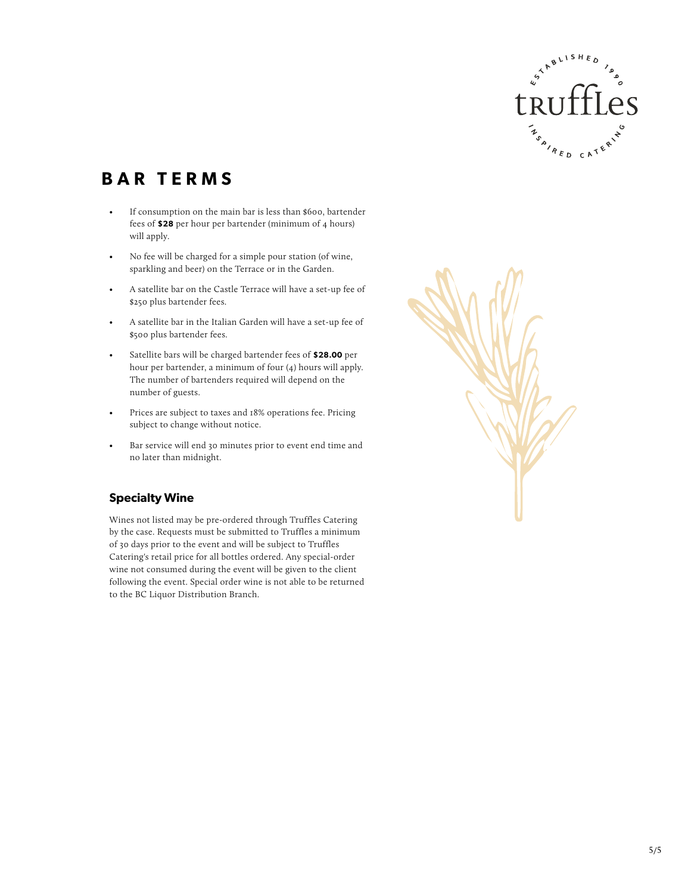# BAR TERMS

- If consumption on the main bar is less than $600, bartender fees of **$28** per hour per bartender (minimum of 4 hours) will apply.
- No fee will be charged for a simple pour station (of wine, sparkling and beer) on the Terrace or in the Garden.
- A satellite bar on the Castle Terrace will have a set-up fee of $250 plus bartender fees.
- A satellite bar in the Italian Garden will have a set-up fee of $500 plus bartender fees.
- Satellite bars will be charged bartender fees of **$28.00** per hour per bartender, a minimum of four (4) hours will apply. The number of bartenders required will depend on the number of guests.
- Prices are subject to taxes and 18% operations fee. Pricing subject to change without notice.
- Bar service will end 30 minutes prior to event end time and no later than midnight.

## Specialty Wine

Wines not listed may be pre-ordered through Truffles Catering by the case. Requests must be submitted to Truffles a minimum of 30 days prior to the event and will be subject to Truffles Catering's retail price for all bottles ordered. Any special-order wine not consumed during the event will be given to the client following the event. Special order wine is not able to be returned to the BC Liquor Distribution Branch.